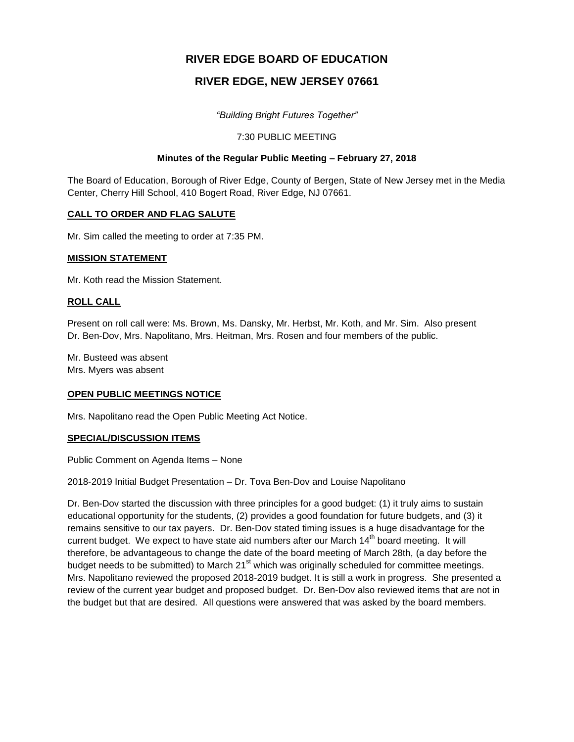# RIVER EDGE BOARD OF EDUCATION

## RIVER EDGE, NEW JERSEY 07661

*"Building Bright Futures Together"*

7:30 PUBLIC MEETING

**Minutes of the Regular Public Meeting – February 27, 2018**

The Board of Education, Borough of River Edge, County of Bergen, State of New Jersey met in the Media Center, Cherry Hill School, 410 Bogert Road, River Edge, NJ 07661.

**CALL TO ORDER AND FLAG SALUTE**

Mr. Sim called the meeting to order at 7:35 PM.

**MISSION STATEMENT**

Mr. Koth read the Mission Statement.

**ROLL CALL**

Present on roll call were: Ms. Brown, Ms. Dansky, Mr. Herbst, Mr. Koth, and Mr. Sim. Also present Dr. Ben-Dov, Mrs. Napolitano, Mrs. Heitman, Mrs. Rosen and four members of the public.

Mr. Busteed was absent
Mrs. Myers was absent

**OPEN PUBLIC MEETINGS NOTICE**

Mrs. Napolitano read the Open Public Meeting Act Notice.

**SPECIAL/DISCUSSION ITEMS**

Public Comment on Agenda Items – None

2018-2019 Initial Budget Presentation – Dr. Tova Ben-Dov and Louise Napolitano

Dr. Ben-Dov started the discussion with three principles for a good budget: (1) it truly aims to sustain educational opportunity for the students, (2) provides a good foundation for future budgets, and (3) it remains sensitive to our tax payers. Dr. Ben-Dov stated timing issues is a huge disadvantage for the current budget. We expect to have state aid numbers after our March 14th board meeting. It will therefore, be advantageous to change the date of the board meeting of March 28th, (a day before the budget needs to be submitted) to March 21st which was originally scheduled for committee meetings. Mrs. Napolitano reviewed the proposed 2018-2019 budget. It is still a work in progress. She presented a review of the current year budget and proposed budget. Dr. Ben-Dov also reviewed items that are not in the budget but that are desired. All questions were answered that was asked by the board members.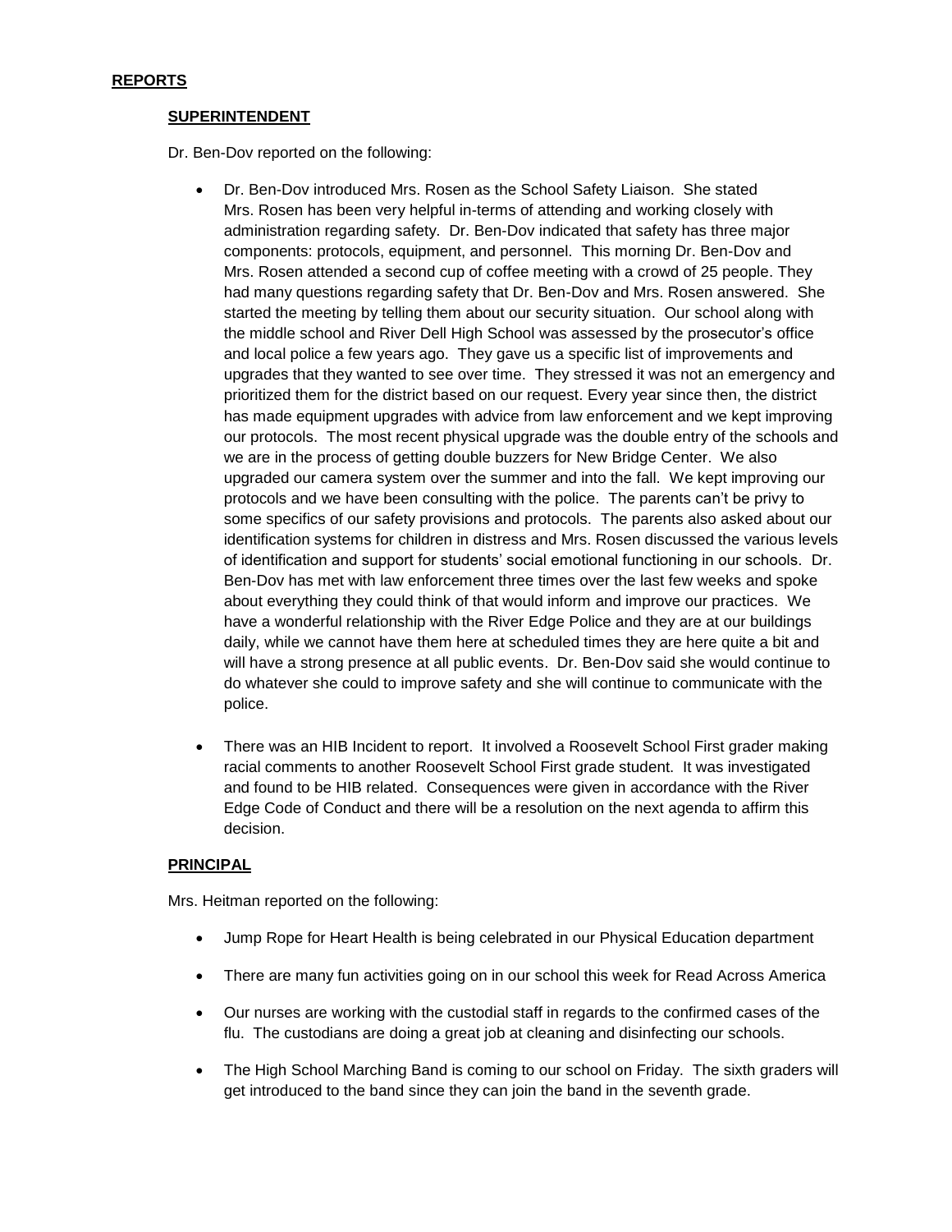## REPORTS

### SUPERINTENDENT

Dr. Ben-Dov reported on the following:

- Dr. Ben-Dov introduced Mrs. Rosen as the School Safety Liaison. She stated Mrs. Rosen has been very helpful in-terms of attending and working closely with administration regarding safety. Dr. Ben-Dov indicated that safety has three major components: protocols, equipment, and personnel. This morning Dr. Ben-Dov and Mrs. Rosen attended a second cup of coffee meeting with a crowd of 25 people. They had many questions regarding safety that Dr. Ben-Dov and Mrs. Rosen answered. She started the meeting by telling them about our security situation. Our school along with the middle school and River Dell High School was assessed by the prosecutor's office and local police a few years ago. They gave us a specific list of improvements and upgrades that they wanted to see over time. They stressed it was not an emergency and prioritized them for the district based on our request. Every year since then, the district has made equipment upgrades with advice from law enforcement and we kept improving our protocols. The most recent physical upgrade was the double entry of the schools and we are in the process of getting double buzzers for New Bridge Center. We also upgraded our camera system over the summer and into the fall. We kept improving our protocols and we have been consulting with the police. The parents can't be privy to some specifics of our safety provisions and protocols. The parents also asked about our identification systems for children in distress and Mrs. Rosen discussed the various levels of identification and support for students' social emotional functioning in our schools. Dr. Ben-Dov has met with law enforcement three times over the last few weeks and spoke about everything they could think of that would inform and improve our practices. We have a wonderful relationship with the River Edge Police and they are at our buildings daily, while we cannot have them here at scheduled times they are here quite a bit and will have a strong presence at all public events. Dr. Ben-Dov said she would continue to do whatever she could to improve safety and she will continue to communicate with the police.

- There was an HIB Incident to report. It involved a Roosevelt School First grader making racial comments to another Roosevelt School First grade student. It was investigated and found to be HIB related. Consequences were given in accordance with the River Edge Code of Conduct and there will be a resolution on the next agenda to affirm this decision.

### PRINCIPAL

Mrs. Heitman reported on the following:

- Jump Rope for Heart Health is being celebrated in our Physical Education department

- There are many fun activities going on in our school this week for Read Across America

- Our nurses are working with the custodial staff in regards to the confirmed cases of the flu. The custodians are doing a great job at cleaning and disinfecting our schools.

- The High School Marching Band is coming to our school on Friday. The sixth graders will get introduced to the band since they can join the band in the seventh grade.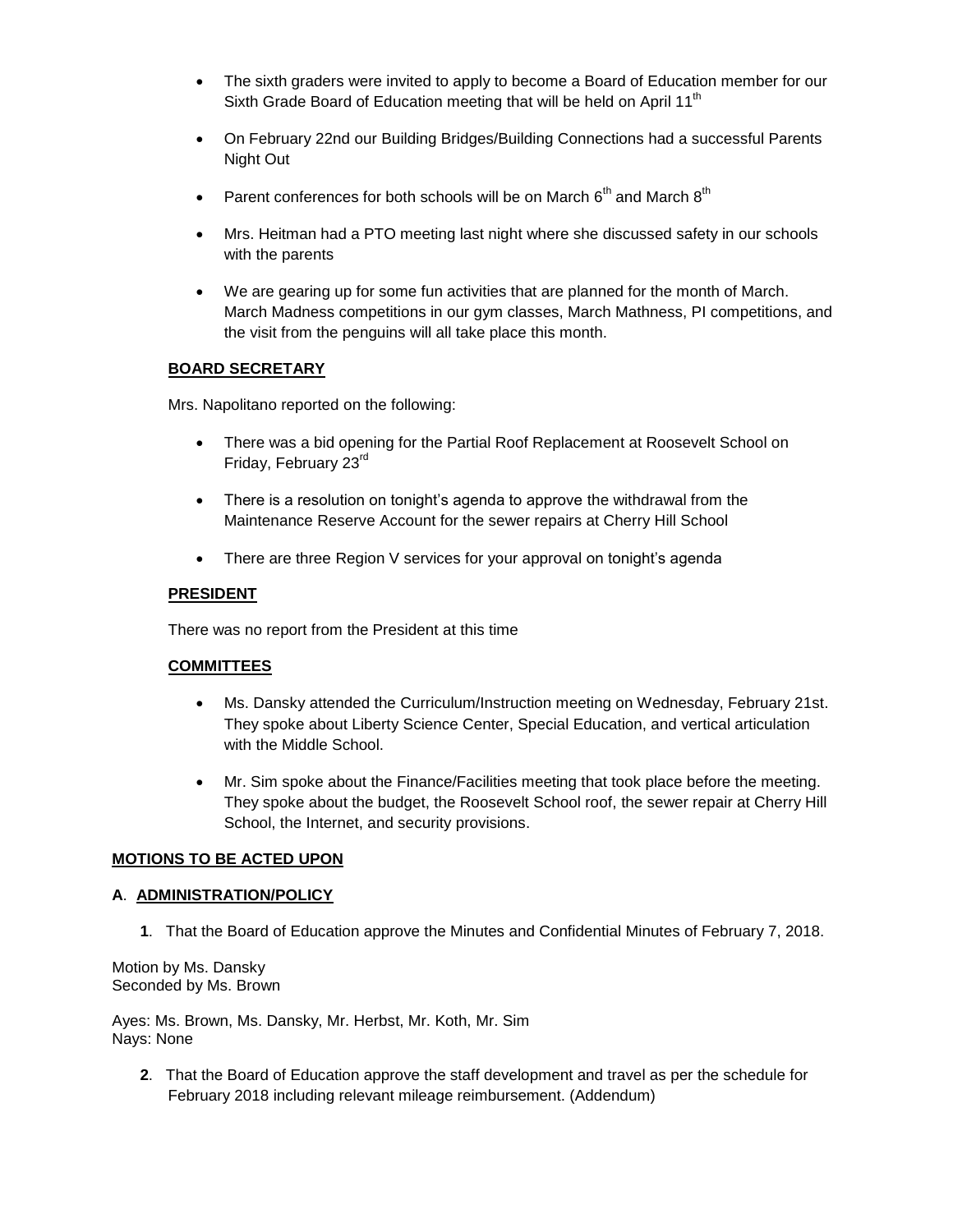- The sixth graders were invited to apply to become a Board of Education member for our Sixth Grade Board of Education meeting that will be held on April 11th
- On February 22nd our Building Bridges/Building Connections had a successful Parents Night Out
- Parent conferences for both schools will be on March 6th and March 8th
- Mrs. Heitman had a PTO meeting last night where she discussed safety in our schools with the parents
- We are gearing up for some fun activities that are planned for the month of March. March Madness competitions in our gym classes, March Mathness, PI competitions, and the visit from the penguins will all take place this month.

**BOARD SECRETARY**

Mrs. Napolitano reported on the following:

- There was a bid opening for the Partial Roof Replacement at Roosevelt School on Friday, February 23rd
- There is a resolution on tonight's agenda to approve the withdrawal from the Maintenance Reserve Account for the sewer repairs at Cherry Hill School
- There are three Region V services for your approval on tonight's agenda

**PRESIDENT**

There was no report from the President at this time

**COMMITTEES**

- Ms. Dansky attended the Curriculum/Instruction meeting on Wednesday, February 21st. They spoke about Liberty Science Center, Special Education, and vertical articulation with the Middle School.
- Mr. Sim spoke about the Finance/Facilities meeting that took place before the meeting. They spoke about the budget, the Roosevelt School roof, the sewer repair at Cherry Hill School, the Internet, and security provisions.

**MOTIONS TO BE ACTED UPON**

**A**. **ADMINISTRATION/POLICY**

**1**. That the Board of Education approve the Minutes and Confidential Minutes of February 7, 2018.

Motion by Ms. Dansky
Seconded by Ms. Brown

Ayes: Ms. Brown, Ms. Dansky, Mr. Herbst, Mr. Koth, Mr. Sim
Nays: None

**2**. That the Board of Education approve the staff development and travel as per the schedule for February 2018 including relevant mileage reimbursement. (Addendum)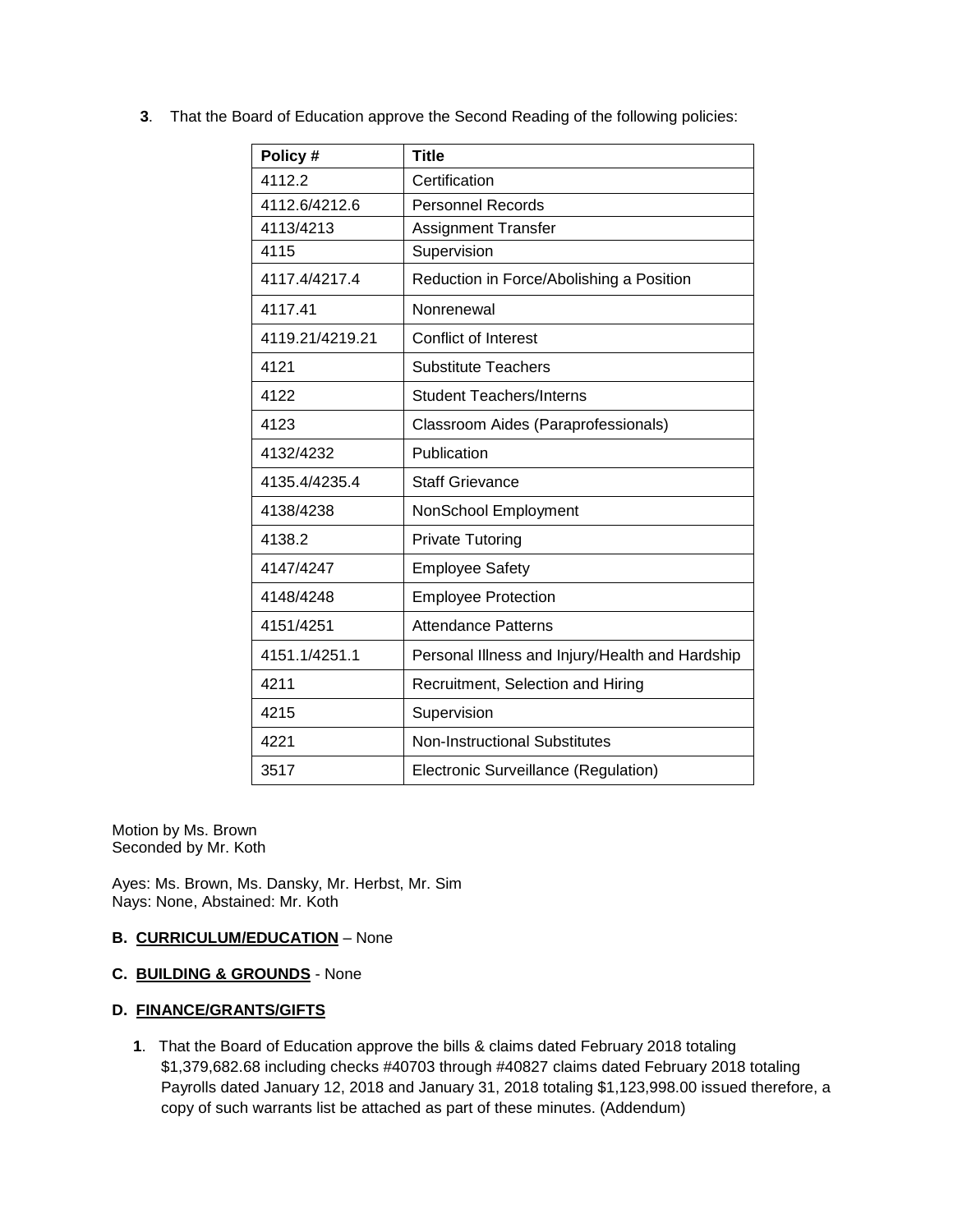**3**. That the Board of Education approve the Second Reading of the following policies:

| Policy # | Title |
|---|---|
| 4112.2 | Certification |
| 4112.6/4212.6 | Personnel Records |
| 4113/4213 | Assignment Transfer |
| 4115 | Supervision |
| 4117.4/4217.4 | Reduction in Force/Abolishing a Position |
| 4117.41 | Nonrenewal |
| 4119.21/4219.21 | Conflict of Interest |
| 4121 | Substitute Teachers |
| 4122 | Student Teachers/Interns |
| 4123 | Classroom Aides (Paraprofessionals) |
| 4132/4232 | Publication |
| 4135.4/4235.4 | Staff Grievance |
| 4138/4238 | NonSchool Employment |
| 4138.2 | Private Tutoring |
| 4147/4247 | Employee Safety |
| 4148/4248 | Employee Protection |
| 4151/4251 | Attendance Patterns |
| 4151.1/4251.1 | Personal Illness and Injury/Health and Hardship |
| 4211 | Recruitment, Selection and Hiring |
| 4215 | Supervision |
| 4221 | Non-Instructional Substitutes |
| 3517 | Electronic Surveillance (Regulation) |

Motion by Ms. Brown
Seconded by Mr. Koth

Ayes: Ms. Brown, Ms. Dansky, Mr. Herbst, Mr. Sim
Nays: None, Abstained: Mr. Koth

**B. <u>CURRICULUM/EDUCATION</u>** – None

**C. <u>BUILDING & GROUNDS</u>** - None

**D. <u>FINANCE/GRANTS/GIFTS</u>**

**1**. That the Board of Education approve the bills & claims dated February 2018 totaling $1,379,682.68 including checks #40703 through #40827 claims dated February 2018 totaling Payrolls dated January 12, 2018 and January 31, 2018 totaling $1,123,998.00 issued therefore, a copy of such warrants list be attached as part of these minutes. (Addendum)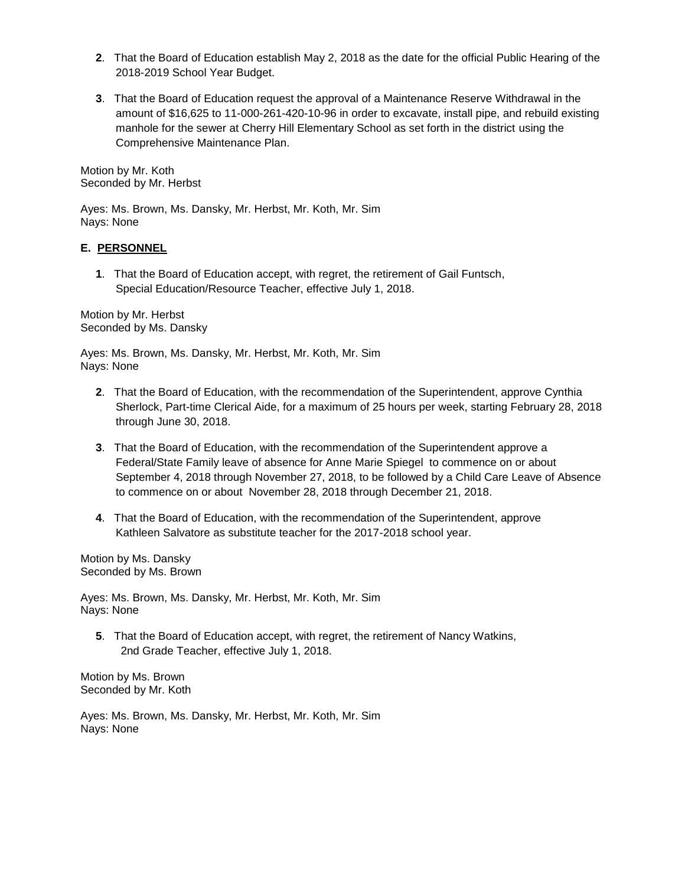**2**. That the Board of Education establish May 2, 2018 as the date for the official Public Hearing of the 2018-2019 School Year Budget.

**3**. That the Board of Education request the approval of a Maintenance Reserve Withdrawal in the amount of $16,625 to 11-000-261-420-10-96 in order to excavate, install pipe, and rebuild existing manhole for the sewer at Cherry Hill Elementary School as set forth in the district using the Comprehensive Maintenance Plan.

Motion by Mr. Koth
Seconded by Mr. Herbst

Ayes: Ms. Brown, Ms. Dansky, Mr. Herbst, Mr. Koth, Mr. Sim
Nays: None

**E. PERSONNEL**

**1**. That the Board of Education accept, with regret, the retirement of Gail Funtsch, Special Education/Resource Teacher, effective July 1, 2018.

Motion by Mr. Herbst
Seconded by Ms. Dansky

Ayes: Ms. Brown, Ms. Dansky, Mr. Herbst, Mr. Koth, Mr. Sim
Nays: None

**2**. That the Board of Education, with the recommendation of the Superintendent, approve Cynthia Sherlock, Part-time Clerical Aide, for a maximum of 25 hours per week, starting February 28, 2018 through June 30, 2018.

**3**. That the Board of Education, with the recommendation of the Superintendent approve a Federal/State Family leave of absence for Anne Marie Spiegel to commence on or about September 4, 2018 through November 27, 2018, to be followed by a Child Care Leave of Absence to commence on or about November 28, 2018 through December 21, 2018.

**4**. That the Board of Education, with the recommendation of the Superintendent, approve Kathleen Salvatore as substitute teacher for the 2017-2018 school year.

Motion by Ms. Dansky
Seconded by Ms. Brown

Ayes: Ms. Brown, Ms. Dansky, Mr. Herbst, Mr. Koth, Mr. Sim
Nays: None

**5**. That the Board of Education accept, with regret, the retirement of Nancy Watkins, 2nd Grade Teacher, effective July 1, 2018.

Motion by Ms. Brown
Seconded by Mr. Koth

Ayes: Ms. Brown, Ms. Dansky, Mr. Herbst, Mr. Koth, Mr. Sim
Nays: None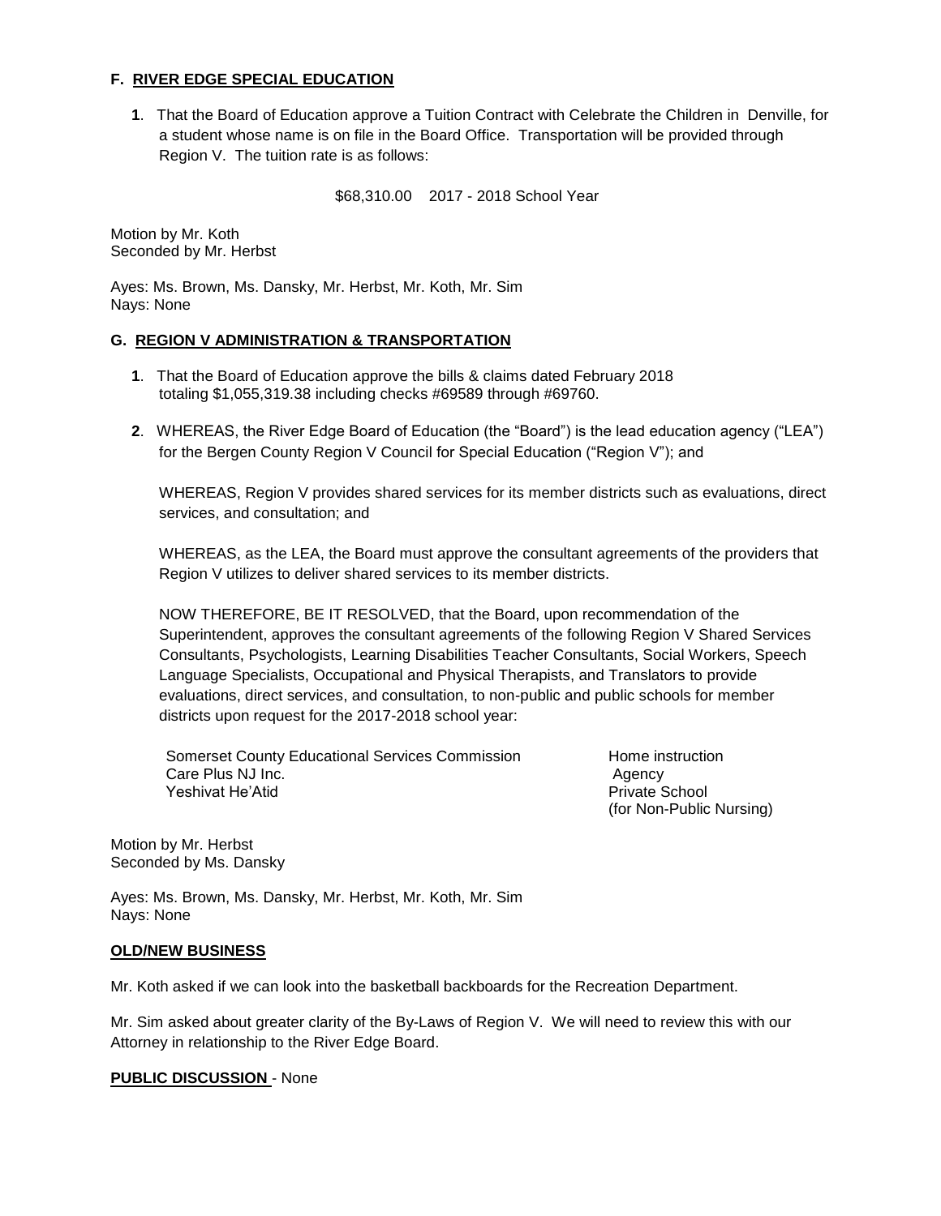## F. RIVER EDGE SPECIAL EDUCATION

**1**. That the Board of Education approve a Tuition Contract with Celebrate the Children in Denville, for a student whose name is on file in the Board Office. Transportation will be provided through Region V. The tuition rate is as follows:

$68,310.00 2017 - 2018 School Year

Motion by Mr. Koth
Seconded by Mr. Herbst

Ayes: Ms. Brown, Ms. Dansky, Mr. Herbst, Mr. Koth, Mr. Sim
Nays: None

## G. REGION V ADMINISTRATION & TRANSPORTATION

**1**. That the Board of Education approve the bills & claims dated February 2018 totaling $1,055,319.38 including checks #69589 through #69760.

**2**. WHEREAS, the River Edge Board of Education (the "Board") is the lead education agency ("LEA") for the Bergen County Region V Council for Special Education ("Region V"); and

WHEREAS, Region V provides shared services for its member districts such as evaluations, direct services, and consultation; and

WHEREAS, as the LEA, the Board must approve the consultant agreements of the providers that Region V utilizes to deliver shared services to its member districts.

NOW THEREFORE, BE IT RESOLVED, that the Board, upon recommendation of the Superintendent, approves the consultant agreements of the following Region V Shared Services Consultants, Psychologists, Learning Disabilities Teacher Consultants, Social Workers, Speech Language Specialists, Occupational and Physical Therapists, and Translators to provide evaluations, direct services, and consultation, to non-public and public schools for member districts upon request for the 2017-2018 school year:

| | |
|---|---|
| Somerset County Educational Services Commission | Home instruction |
| Care Plus NJ Inc. | Agency |
| Yeshivat He'Atid | Private School (for Non-Public Nursing) |

Motion by Mr. Herbst
Seconded by Ms. Dansky

Ayes: Ms. Brown, Ms. Dansky, Mr. Herbst, Mr. Koth, Mr. Sim
Nays: None

## OLD/NEW BUSINESS

Mr. Koth asked if we can look into the basketball backboards for the Recreation Department.

Mr. Sim asked about greater clarity of the By-Laws of Region V. We will need to review this with our Attorney in relationship to the River Edge Board.

**PUBLIC DISCUSSION** - None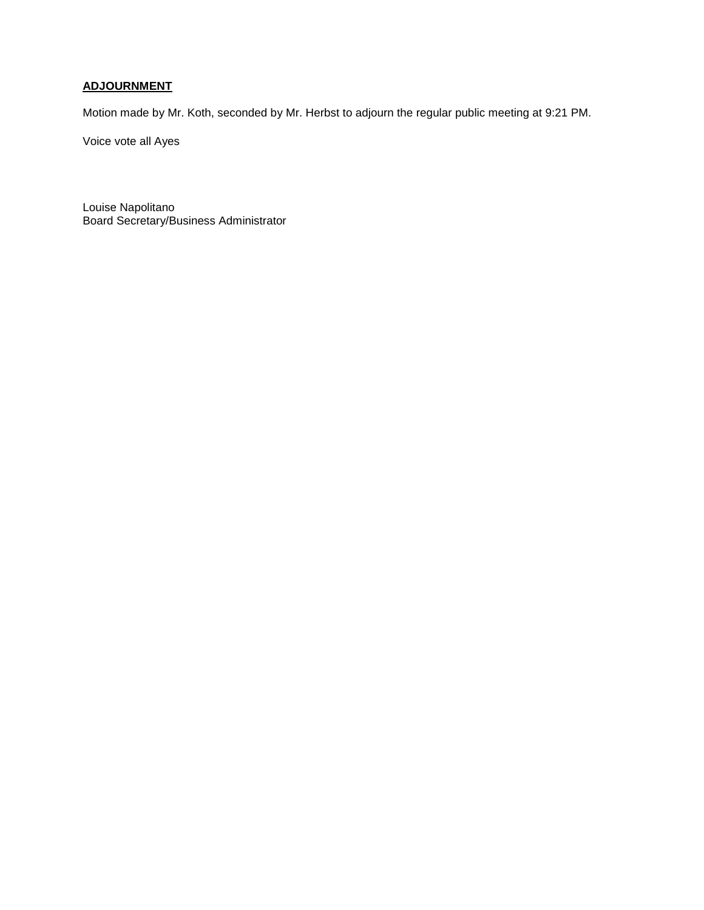**ADJOURNMENT**

Motion made by Mr. Koth, seconded by Mr. Herbst to adjourn the regular public meeting at 9:21 PM.

Voice vote all Ayes

Louise Napolitano
Board Secretary/Business Administrator